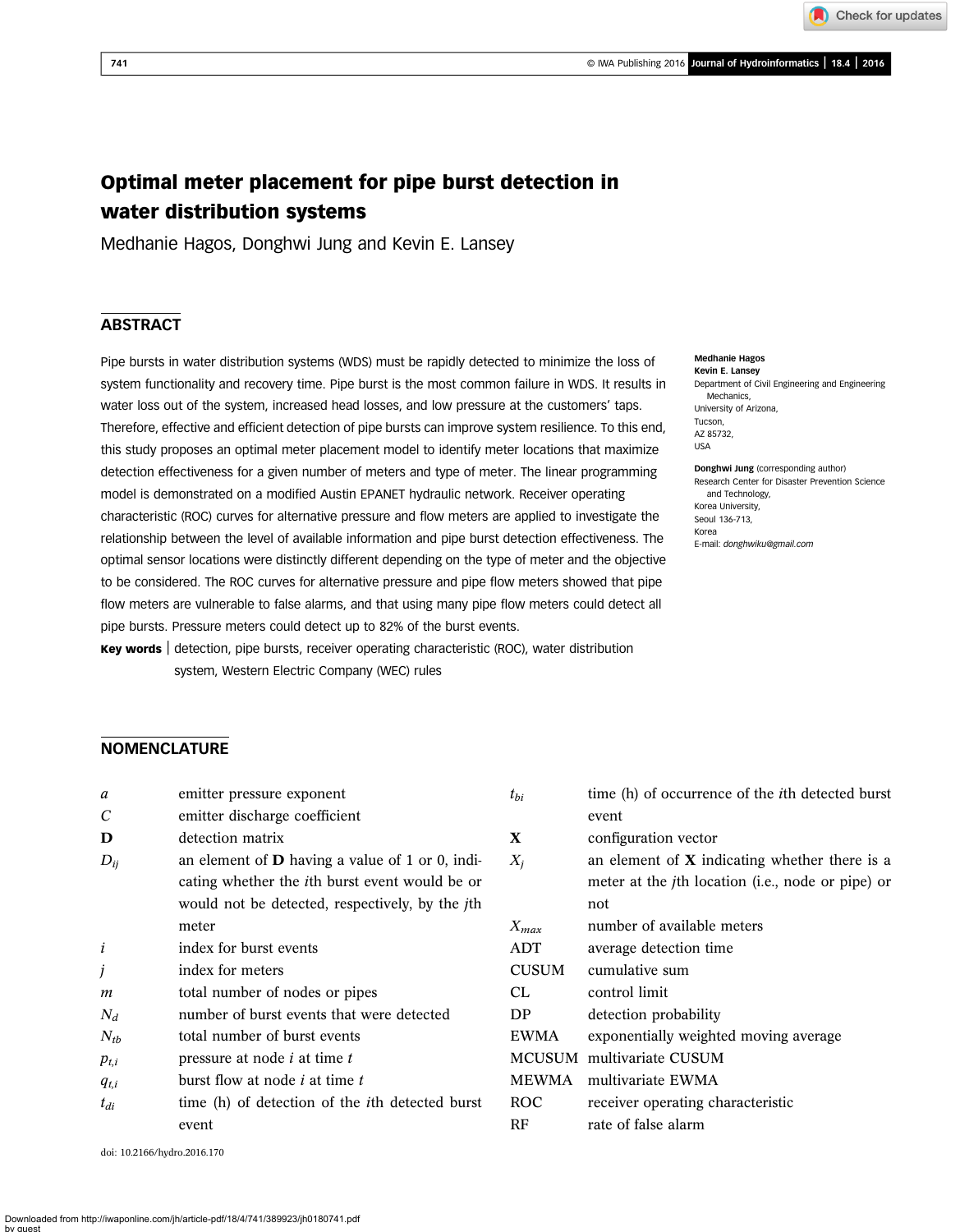# Optimal meter placement for pipe burst detection in water distribution systems

Medhanie Hagos, Donghwi Jung and Kevin E. Lansey

## ABSTRACT

Pipe bursts in water distribution systems (WDS) must be rapidly detected to minimize the loss of system functionality and recovery time. Pipe burst is the most common failure in WDS. It results in water loss out of the system, increased head losses, and low pressure at the customers' taps. Therefore, effective and efficient detection of pipe bursts can improve system resilience. To this end, this study proposes an optimal meter placement model to identify meter locations that maximize detection effectiveness for a given number of meters and type of meter. The linear programming model is demonstrated on a modified Austin EPANET hydraulic network. Receiver operating characteristic (ROC) curves for alternative pressure and flow meters are applied to investigate the relationship between the level of available information and pipe burst detection effectiveness. The optimal sensor locations were distinctly different depending on the type of meter and the objective to be considered. The ROC curves for alternative pressure and pipe flow meters showed that pipe flow meters are vulnerable to false alarms, and that using many pipe flow meters could detect all pipe bursts. Pressure meters could detect up to 82% of the burst events.

**Key words** | detection, pipe bursts, receiver operating characteristic (ROC), water distribution system, Western Electric Company (WEC) rules

**Medhanie Hagos**
**Kevin E. Lansey**
Department of Civil Engineering and Engineering Mechanics,
University of Arizona,
Tucson,
AZ 85732,
USA

**Donghwi Jung** (corresponding author)
Research Center for Disaster Prevention Science and Technology,
Korea University,
Seoul 136-713,
Korea
E-mail: *donghwiku@gmail.com*

## NOMENCLATURE

| | |
|---|---|
| $a$ | emitter pressure exponent |
| $C$ | emitter discharge coefficient |
| $\mathbf{D}$ | detection matrix |
| $D_{ij}$ | an element of $\mathbf{D}$ having a value of 1 or 0, indicating whether the $i$th burst event would be or would not be detected, respectively, by the $j$th meter |
| $i$ | index for burst events |
| $j$ | index for meters |
| $m$ | total number of nodes or pipes |
| $N_d$ | number of burst events that were detected |
| $N_{tb}$ | total number of burst events |
| $p_{t,i}$ | pressure at node $i$ at time $t$ |
| $q_{t,i}$ | burst flow at node $i$ at time $t$ |
| $t_{di}$ | time (h) of detection of the $i$th detected burst event |
| $t_{bi}$ | time (h) of occurrence of the $i$th detected burst event |
| $\mathbf{X}$ | configuration vector |
| $X_j$ | an element of $\mathbf{X}$ indicating whether there is a meter at the $j$th location (i.e., node or pipe) or not |
| $X_{max}$ | number of available meters |
| ADT | average detection time |
| CUSUM | cumulative sum |
| CL | control limit |
| DP | detection probability |
| EWMA | exponentially weighted moving average |
| MCUSUM | multivariate CUSUM |
| MEWMA | multivariate EWMA |
| ROC | receiver operating characteristic |
| RF | rate of false alarm |

doi: 10.2166/hydro.2016.170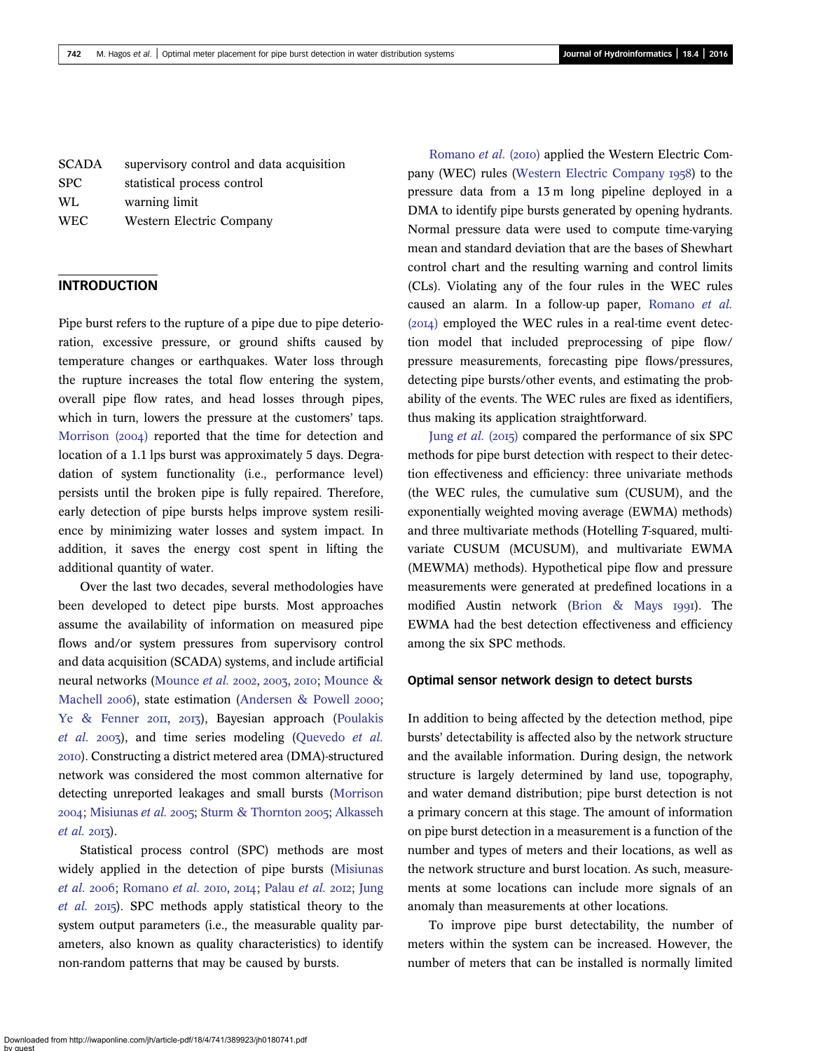| | |
|---|---|
| SCADA | supervisory control and data acquisition |
| SPC | statistical process control |
| WL | warning limit |
| WEC | Western Electric Company |

## INTRODUCTION

Pipe burst refers to the rupture of a pipe due to pipe deterioration, excessive pressure, or ground shifts caused by temperature changes or earthquakes. Water loss through the rupture increases the total flow entering the system, overall pipe flow rates, and head losses through pipes, which in turn, lowers the pressure at the customers' taps. Morrison (2004) reported that the time for detection and location of a 1.1 lps burst was approximately 5 days. Degradation of system functionality (i.e., performance level) persists until the broken pipe is fully repaired. Therefore, early detection of pipe bursts helps improve system resilience by minimizing water losses and system impact. In addition, it saves the energy cost spent in lifting the additional quantity of water.

Over the last two decades, several methodologies have been developed to detect pipe bursts. Most approaches assume the availability of information on measured pipe flows and/or system pressures from supervisory control and data acquisition (SCADA) systems, and include artificial neural networks (Mounce *et al.* 2002, 2003, 2010; Mounce & Machell 2006), state estimation (Andersen & Powell 2000; Ye & Fenner 2011, 2013), Bayesian approach (Poulakis *et al.* 2003), and time series modeling (Quevedo *et al.* 2010). Constructing a district metered area (DMA)-structured network was considered the most common alternative for detecting unreported leakages and small bursts (Morrison 2004; Misiunas *et al.* 2005; Sturm & Thornton 2005; Alkasseh *et al.* 2013).

Statistical process control (SPC) methods are most widely applied in the detection of pipe bursts (Misiunas *et al.* 2006; Romano *et al.* 2010, 2014; Palau *et al.* 2012; Jung *et al.* 2015). SPC methods apply statistical theory to the system output parameters (i.e., the measurable quality parameters, also known as quality characteristics) to identify non-random patterns that may be caused by bursts.

Romano *et al.* (2010) applied the Western Electric Company (WEC) rules (Western Electric Company 1958) to the pressure data from a 13 m long pipeline deployed in a DMA to identify pipe bursts generated by opening hydrants. Normal pressure data were used to compute time-varying mean and standard deviation that are the bases of Shewhart control chart and the resulting warning and control limits (CLs). Violating any of the four rules in the WEC rules caused an alarm. In a follow-up paper, Romano *et al.* (2014) employed the WEC rules in a real-time event detection model that included preprocessing of pipe flow/pressure measurements, forecasting pipe flows/pressures, detecting pipe bursts/other events, and estimating the probability of the events. The WEC rules are fixed as identifiers, thus making its application straightforward.

Jung *et al.* (2015) compared the performance of six SPC methods for pipe burst detection with respect to their detection effectiveness and efficiency: three univariate methods (the WEC rules, the cumulative sum (CUSUM), and the exponentially weighted moving average (EWMA) methods) and three multivariate methods (Hotelling *T*-squared, multivariate CUSUM (MCUSUM), and multivariate EWMA (MEWMA) methods). Hypothetical pipe flow and pressure measurements were generated at predefined locations in a modified Austin network (Brion & Mays 1991). The EWMA had the best detection effectiveness and efficiency among the six SPC methods.

### Optimal sensor network design to detect bursts

In addition to being affected by the detection method, pipe bursts' detectability is affected also by the network structure and the available information. During design, the network structure is largely determined by land use, topography, and water demand distribution; pipe burst detection is not a primary concern at this stage. The amount of information on pipe burst detection in a measurement is a function of the number and types of meters and their locations, as well as the network structure and burst location. As such, measurements at some locations can include more signals of an anomaly than measurements at other locations.

To improve pipe burst detectability, the number of meters within the system can be increased. However, the number of meters that can be installed is normally limited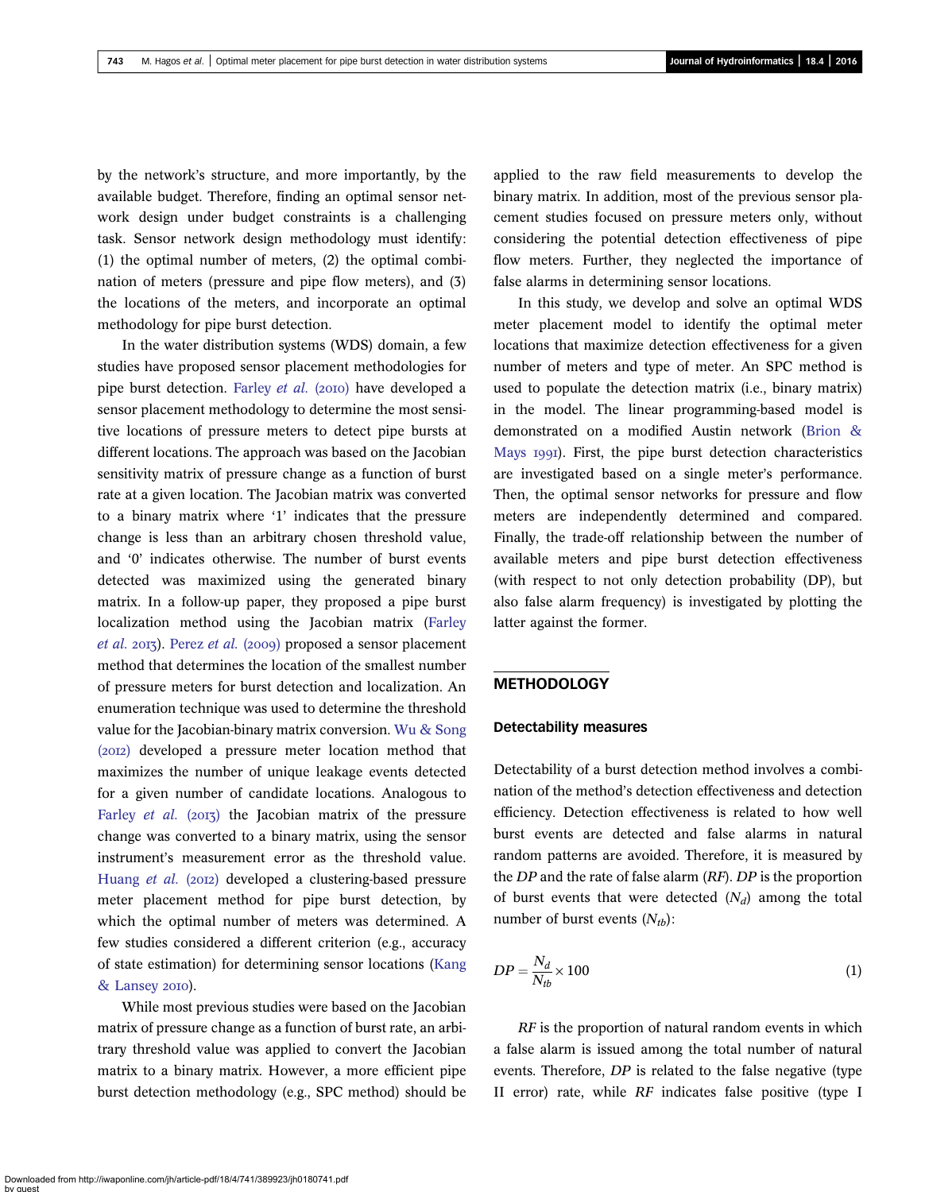by the network's structure, and more importantly, by the available budget. Therefore, finding an optimal sensor network design under budget constraints is a challenging task. Sensor network design methodology must identify: (1) the optimal number of meters, (2) the optimal combination of meters (pressure and pipe flow meters), and (3) the locations of the meters, and incorporate an optimal methodology for pipe burst detection.

In the water distribution systems (WDS) domain, a few studies have proposed sensor placement methodologies for pipe burst detection. Farley *et al.* (2010) have developed a sensor placement methodology to determine the most sensitive locations of pressure meters to detect pipe bursts at different locations. The approach was based on the Jacobian sensitivity matrix of pressure change as a function of burst rate at a given location. The Jacobian matrix was converted to a binary matrix where '1' indicates that the pressure change is less than an arbitrary chosen threshold value, and '0' indicates otherwise. The number of burst events detected was maximized using the generated binary matrix. In a follow-up paper, they proposed a pipe burst localization method using the Jacobian matrix (Farley *et al.* 2013). Perez *et al.* (2009) proposed a sensor placement method that determines the location of the smallest number of pressure meters for burst detection and localization. An enumeration technique was used to determine the threshold value for the Jacobian-binary matrix conversion. Wu & Song (2012) developed a pressure meter location method that maximizes the number of unique leakage events detected for a given number of candidate locations. Analogous to Farley *et al.* (2013) the Jacobian matrix of the pressure change was converted to a binary matrix, using the sensor instrument's measurement error as the threshold value. Huang *et al.* (2012) developed a clustering-based pressure meter placement method for pipe burst detection, by which the optimal number of meters was determined. A few studies considered a different criterion (e.g., accuracy of state estimation) for determining sensor locations (Kang & Lansey 2010).

While most previous studies were based on the Jacobian matrix of pressure change as a function of burst rate, an arbitrary threshold value was applied to convert the Jacobian matrix to a binary matrix. However, a more efficient pipe burst detection methodology (e.g., SPC method) should be applied to the raw field measurements to develop the binary matrix. In addition, most of the previous sensor placement studies focused on pressure meters only, without considering the potential detection effectiveness of pipe flow meters. Further, they neglected the importance of false alarms in determining sensor locations.

In this study, we develop and solve an optimal WDS meter placement model to identify the optimal meter locations that maximize detection effectiveness for a given number of meters and type of meter. An SPC method is used to populate the detection matrix (i.e., binary matrix) in the model. The linear programming-based model is demonstrated on a modified Austin network (Brion & Mays 1991). First, the pipe burst detection characteristics are investigated based on a single meter's performance. Then, the optimal sensor networks for pressure and flow meters are independently determined and compared. Finally, the trade-off relationship between the number of available meters and pipe burst detection effectiveness (with respect to not only detection probability (DP), but also false alarm frequency) is investigated by plotting the latter against the former.

## METHODOLOGY

### Detectability measures

Detectability of a burst detection method involves a combination of the method's detection effectiveness and detection efficiency. Detection effectiveness is related to how well burst events are detected and false alarms in natural random patterns are avoided. Therefore, it is measured by the $DP$ and the rate of false alarm ($RF$). $DP$ is the proportion of burst events that were detected ($N_d$) among the total number of burst events ($N_{tb}$):

$$DP = \frac{N_d}{N_{tb}} \times 100 \tag{1}$$

$RF$ is the proportion of natural random events in which a false alarm is issued among the total number of natural events. Therefore, $DP$ is related to the false negative (type II error) rate, while $RF$ indicates false positive (type I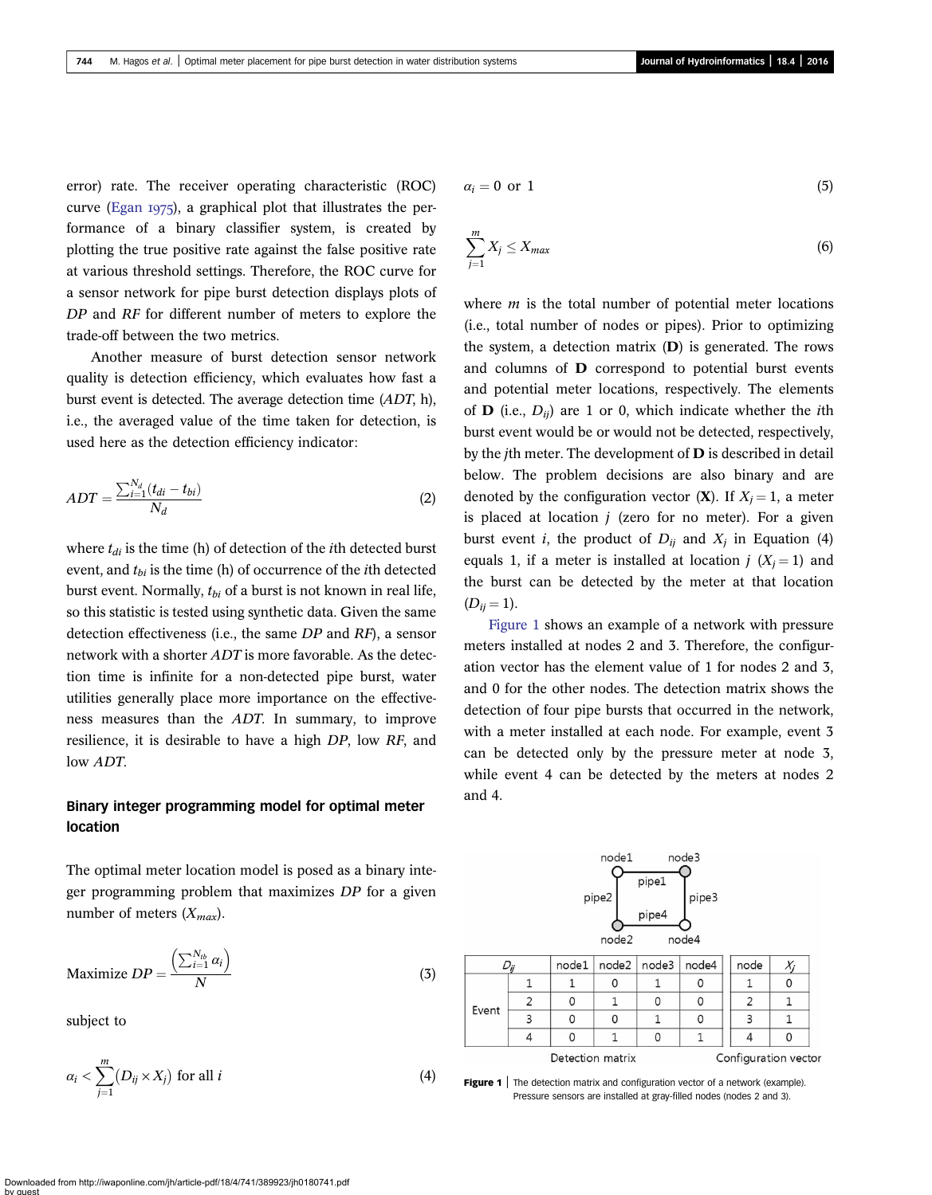error) rate. The receiver operating characteristic (ROC) curve (Egan 1975), a graphical plot that illustrates the performance of a binary classifier system, is created by plotting the true positive rate against the false positive rate at various threshold settings. Therefore, the ROC curve for a sensor network for pipe burst detection displays plots of *DP* and *RF* for different number of meters to explore the trade-off between the two metrics.

Another measure of burst detection sensor network quality is detection efficiency, which evaluates how fast a burst event is detected. The average detection time (*ADT*, h), i.e., the averaged value of the time taken for detection, is used here as the detection efficiency indicator:

$$ADT = \frac{\sum_{i=1}^{N_d}(t_{di} - t_{bi})}{N_d} \tag{2}$$

where $t_{di}$ is the time (h) of detection of the $i$th detected burst event, and $t_{bi}$ is the time (h) of occurrence of the $i$th detected burst event. Normally, $t_{bi}$ of a burst is not known in real life, so this statistic is tested using synthetic data. Given the same detection effectiveness (i.e., the same *DP* and *RF*), a sensor network with a shorter *ADT* is more favorable. As the detection time is infinite for a non-detected pipe burst, water utilities generally place more importance on the effectiveness measures than the *ADT*. In summary, to improve resilience, it is desirable to have a high *DP*, low *RF*, and low *ADT*.

## Binary integer programming model for optimal meter location

The optimal meter location model is posed as a binary integer programming problem that maximizes *DP* for a given number of meters ($X_{max}$).

$$\text{Maximize } DP = \frac{\left(\sum_{i=1}^{N_{tb}} \alpha_i\right)}{N} \tag{3}$$

subject to

$$\alpha_i < \sum_{j=1}^{m}(D_{ij} \times X_j) \text{ for all } i \tag{4}$$

$$\alpha_i = 0 \text{ or } 1 \tag{5}$$

$$\sum_{j=1}^{m} X_j \leq X_{max} \tag{6}$$

where $m$ is the total number of potential meter locations (i.e., total number of nodes or pipes). Prior to optimizing the system, a detection matrix (**D**) is generated. The rows and columns of **D** correspond to potential burst events and potential meter locations, respectively. The elements of **D** (i.e., $D_{ij}$) are 1 or 0, which indicate whether the $i$th burst event would be or would not be detected, respectively, by the $j$th meter. The development of **D** is described in detail below. The problem decisions are also binary and are denoted by the configuration vector (**X**). If $X_j = 1$, a meter is placed at location $j$ (zero for no meter). For a given burst event $i$, the product of $D_{ij}$ and $X_j$ in Equation (4) equals 1, if a meter is installed at location $j$ ($X_j = 1$) and the burst can be detected by the meter at that location ($D_{ij} = 1$).

Figure 1 shows an example of a network with pressure meters installed at nodes 2 and 3. Therefore, the configuration vector has the element value of 1 for nodes 2 and 3, and 0 for the other nodes. The detection matrix shows the detection of four pipe bursts that occurred in the network, with a meter installed at each node. For example, event 3 can be detected only by the pressure meter at node 3, while event 4 can be detected by the meters at nodes 2 and 4.

| $D_{ij}$ | | node1 | node2 | node3 | node4 |
|---|---|---|---|---|---|
| Event | 1 | 1 | 0 | 1 | 0 |
| | 2 | 0 | 1 | 0 | 0 |
| | 3 | 0 | 0 | 1 | 0 |
| | 4 | 0 | 1 | 0 | 1 |

Detection matrix

| node | $X_j$ |
|---|---|
| 1 | 0 |
| 2 | 1 |
| 3 | 1 |
| 4 | 0 |

Configuration vector

**Figure 1** | The detection matrix and configuration vector of a network (example). Pressure sensors are installed at gray-filled nodes (nodes 2 and 3).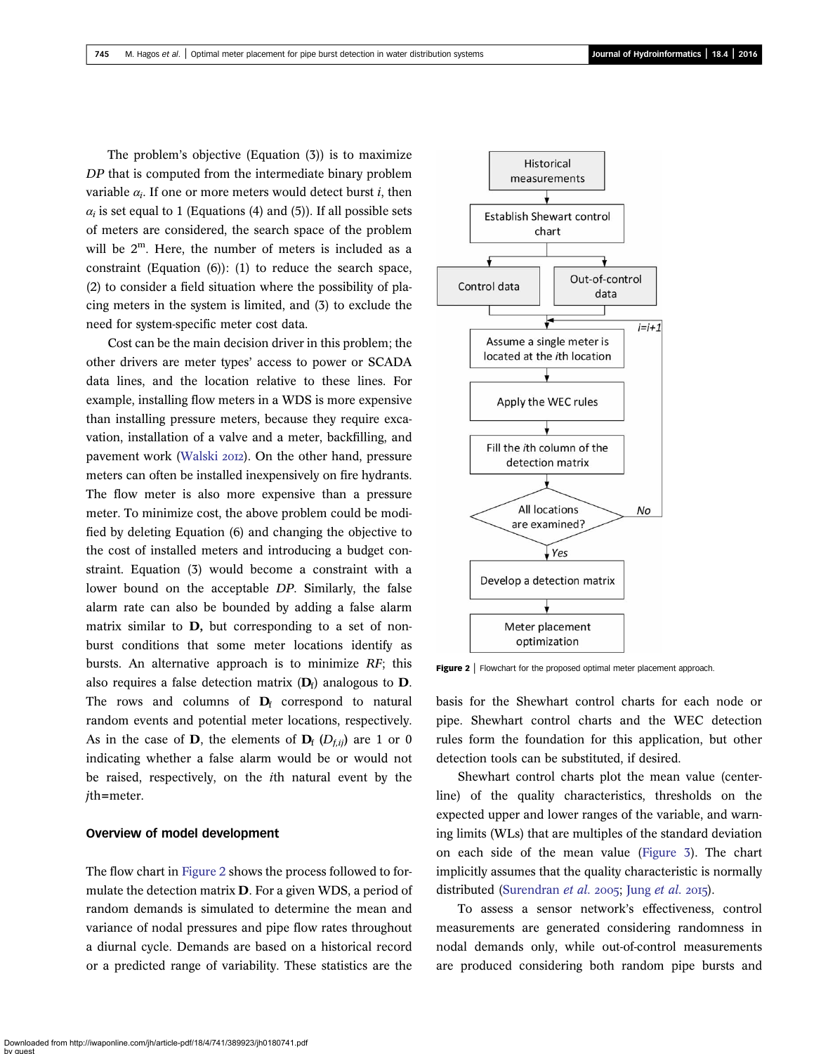The problem's objective (Equation (3)) is to maximize *DP* that is computed from the intermediate binary problem variable $\alpha_i$. If one or more meters would detect burst *i*, then $\alpha_i$ is set equal to 1 (Equations (4) and (5)). If all possible sets of meters are considered, the search space of the problem will be $2^m$. Here, the number of meters is included as a constraint (Equation (6)): (1) to reduce the search space, (2) to consider a field situation where the possibility of placing meters in the system is limited, and (3) to exclude the need for system-specific meter cost data.

Cost can be the main decision driver in this problem; the other drivers are meter types' access to power or SCADA data lines, and the location relative to these lines. For example, installing flow meters in a WDS is more expensive than installing pressure meters, because they require excavation, installation of a valve and a meter, backfilling, and pavement work (Walski 2012). On the other hand, pressure meters can often be installed inexpensively on fire hydrants. The flow meter is also more expensive than a pressure meter. To minimize cost, the above problem could be modified by deleting Equation (6) and changing the objective to the cost of installed meters and introducing a budget constraint. Equation (3) would become a constraint with a lower bound on the acceptable *DP*. Similarly, the false alarm rate can also be bounded by adding a false alarm matrix similar to **D**, but corresponding to a set of non-burst conditions that some meter locations identify as bursts. An alternative approach is to minimize *RF*; this also requires a false detection matrix ($\mathbf{D}_f$) analogous to **D**. The rows and columns of $\mathbf{D}_f$ correspond to natural random events and potential meter locations, respectively. As in the case of **D**, the elements of $\mathbf{D}_f$ ($D_{f,ij}$) are 1 or 0 indicating whether a false alarm would be or would not be raised, respectively, on the *i*th natural event by the *j*th=meter.

## Overview of model development

The flow chart in Figure 2 shows the process followed to formulate the detection matrix **D**. For a given WDS, a period of random demands is simulated to determine the mean and variance of nodal pressures and pipe flow rates throughout a diurnal cycle. Demands are based on a historical record or a predicted range of variability. These statistics are the basis for the Shewhart control charts for each node or pipe. Shewhart control charts and the WEC detection rules form the foundation for this application, but other detection tools can be substituted, if desired.

Figure 2 | Flowchart for the proposed optimal meter placement approach.

Shewhart control charts plot the mean value (centerline) of the quality characteristics, thresholds on the expected upper and lower ranges of the variable, and warning limits (WLs) that are multiples of the standard deviation on each side of the mean value (Figure 3). The chart implicitly assumes that the quality characteristic is normally distributed (Surendran *et al.* 2005; Jung *et al.* 2015).

To assess a sensor network's effectiveness, control measurements are generated considering randomness in nodal demands only, while out-of-control measurements are produced considering both random pipe bursts and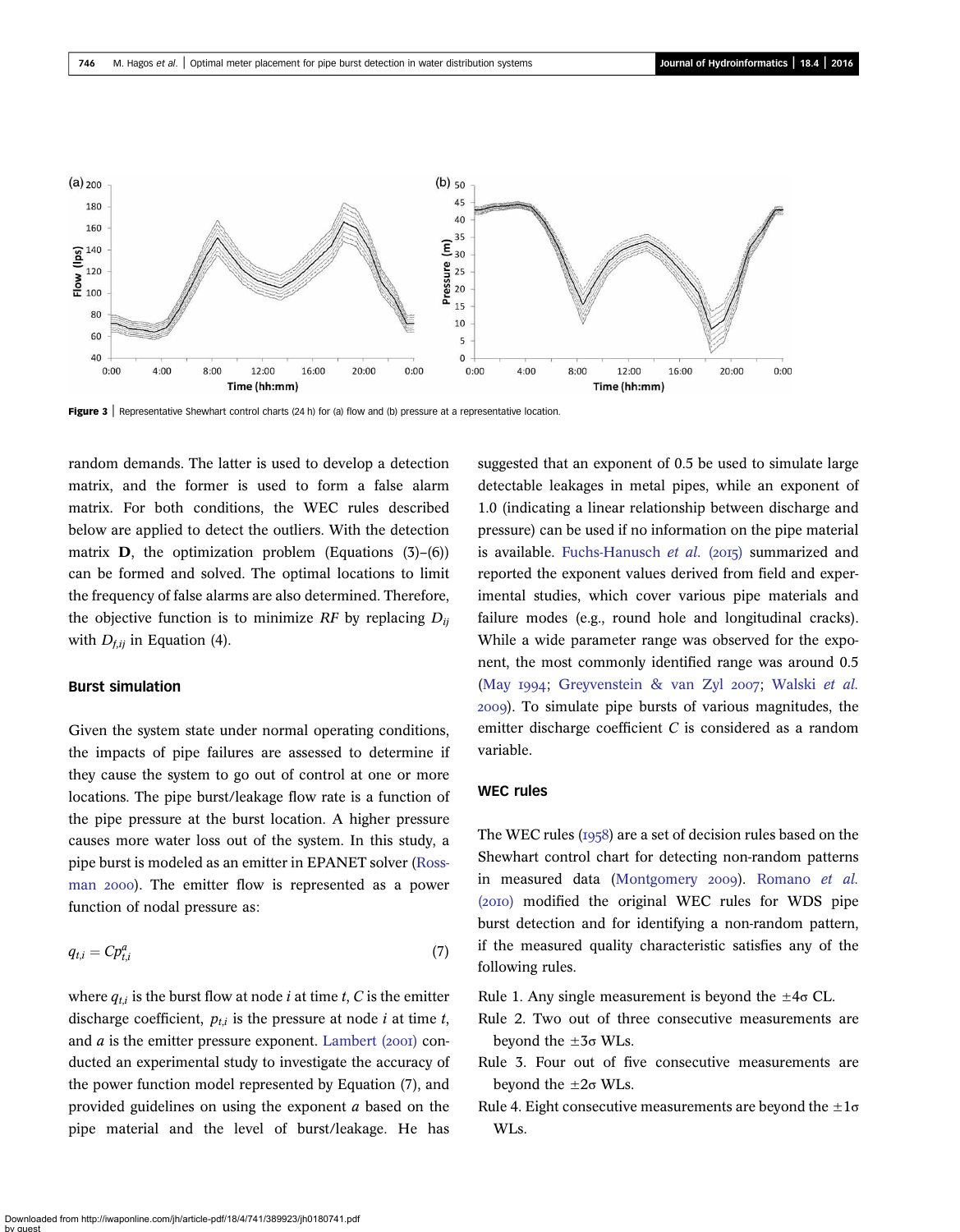Figure 3 | Representative Shewhart control charts (24 h) for (a) flow and (b) pressure at a representative location.

random demands. The latter is used to develop a detection matrix, and the former is used to form a false alarm matrix. For both conditions, the WEC rules described below are applied to detect the outliers. With the detection matrix **D**, the optimization problem (Equations (3)–(6)) can be formed and solved. The optimal locations to limit the frequency of false alarms are also determined. Therefore, the objective function is to minimize *RF* by replacing $D_{ij}$ with $D_{f,ij}$ in Equation (4).

### Burst simulation

Given the system state under normal operating conditions, the impacts of pipe failures are assessed to determine if they cause the system to go out of control at one or more locations. The pipe burst/leakage flow rate is a function of the pipe pressure at the burst location. A higher pressure causes more water loss out of the system. In this study, a pipe burst is modeled as an emitter in EPANET solver (Rossman 2000). The emitter flow is represented as a power function of nodal pressure as:

$$q_{t,i} = Cp_{t,i}^{a} \tag{7}$$

where $q_{t,i}$ is the burst flow at node $i$ at time $t$, $C$ is the emitter discharge coefficient, $p_{t,i}$ is the pressure at node $i$ at time $t$, and $a$ is the emitter pressure exponent. Lambert (2001) conducted an experimental study to investigate the accuracy of the power function model represented by Equation (7), and provided guidelines on using the exponent $a$ based on the pipe material and the level of burst/leakage. He has suggested that an exponent of 0.5 be used to simulate large detectable leakages in metal pipes, while an exponent of 1.0 (indicating a linear relationship between discharge and pressure) can be used if no information on the pipe material is available. Fuchs-Hanusch *et al.* (2015) summarized and reported the exponent values derived from field and experimental studies, which cover various pipe materials and failure modes (e.g., round hole and longitudinal cracks). While a wide parameter range was observed for the exponent, the most commonly identified range was around 0.5 (May 1994; Greyvenstein & van Zyl 2007; Walski *et al.* 2009). To simulate pipe bursts of various magnitudes, the emitter discharge coefficient $C$ is considered as a random variable.

### WEC rules

The WEC rules (1958) are a set of decision rules based on the Shewhart control chart for detecting non-random patterns in measured data (Montgomery 2009). Romano *et al.* (2010) modified the original WEC rules for WDS pipe burst detection and for identifying a non-random pattern, if the measured quality characteristic satisfies any of the following rules.

Rule 1. Any single measurement is beyond the $\pm 4\sigma$ CL.
Rule 2. Two out of three consecutive measurements are beyond the $\pm 3\sigma$ WLs.
Rule 3. Four out of five consecutive measurements are beyond the $\pm 2\sigma$ WLs.
Rule 4. Eight consecutive measurements are beyond the $\pm 1\sigma$ WLs.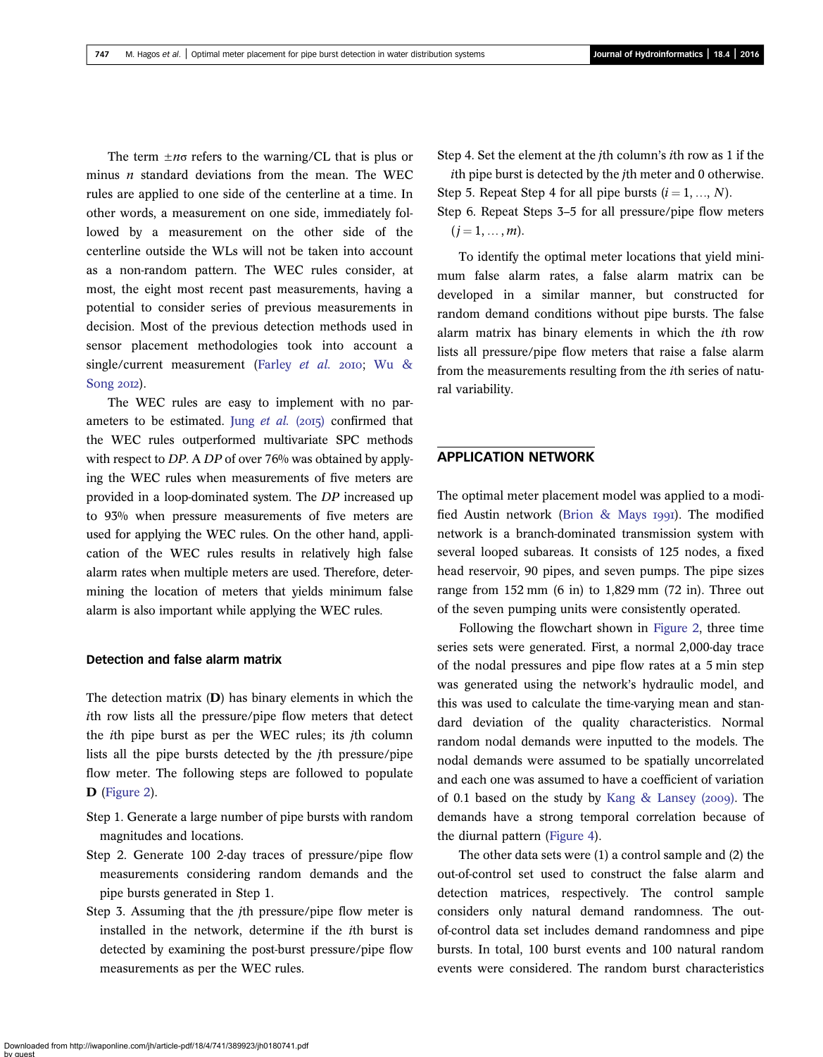The term $\pm n\sigma$ refers to the warning/CL that is plus or minus $n$ standard deviations from the mean. The WEC rules are applied to one side of the centerline at a time. In other words, a measurement on one side, immediately followed by a measurement on the other side of the centerline outside the WLs will not be taken into account as a non-random pattern. The WEC rules consider, at most, the eight most recent past measurements, having a potential to consider series of previous measurements in decision. Most of the previous detection methods used in sensor placement methodologies took into account a single/current measurement (Farley *et al.* 2010; Wu & Song 2012).

The WEC rules are easy to implement with no parameters to be estimated. Jung *et al.* (2015) confirmed that the WEC rules outperformed multivariate SPC methods with respect to *DP*. A *DP* of over 76% was obtained by applying the WEC rules when measurements of five meters are provided in a loop-dominated system. The *DP* increased up to 93% when pressure measurements of five meters are used for applying the WEC rules. On the other hand, application of the WEC rules results in relatively high false alarm rates when multiple meters are used. Therefore, determining the location of meters that yields minimum false alarm is also important while applying the WEC rules.

### Detection and false alarm matrix

The detection matrix (**D**) has binary elements in which the $i$th row lists all the pressure/pipe flow meters that detect the $i$th pipe burst as per the WEC rules; its $j$th column lists all the pipe bursts detected by the $j$th pressure/pipe flow meter. The following steps are followed to populate **D** (Figure 2).

Step 1. Generate a large number of pipe bursts with random magnitudes and locations.

Step 2. Generate 100 2-day traces of pressure/pipe flow measurements considering random demands and the pipe bursts generated in Step 1.

Step 3. Assuming that the $j$th pressure/pipe flow meter is installed in the network, determine if the $i$th burst is detected by examining the post-burst pressure/pipe flow measurements as per the WEC rules.

Step 4. Set the element at the $j$th column's $i$th row as 1 if the $i$th pipe burst is detected by the $j$th meter and 0 otherwise.

Step 5. Repeat Step 4 for all pipe bursts ($i = 1, \ldots, N$).

Step 6. Repeat Steps 3–5 for all pressure/pipe flow meters ($j = 1, \ldots, m$).

To identify the optimal meter locations that yield minimum false alarm rates, a false alarm matrix can be developed in a similar manner, but constructed for random demand conditions without pipe bursts. The false alarm matrix has binary elements in which the $i$th row lists all pressure/pipe flow meters that raise a false alarm from the measurements resulting from the $i$th series of natural variability.

## APPLICATION NETWORK

The optimal meter placement model was applied to a modified Austin network (Brion & Mays 1991). The modified network is a branch-dominated transmission system with several looped subareas. It consists of 125 nodes, a fixed head reservoir, 90 pipes, and seven pumps. The pipe sizes range from 152 mm (6 in) to 1,829 mm (72 in). Three out of the seven pumping units were consistently operated.

Following the flowchart shown in Figure 2, three time series sets were generated. First, a normal 2,000-day trace of the nodal pressures and pipe flow rates at a 5 min step was generated using the network's hydraulic model, and this was used to calculate the time-varying mean and standard deviation of the quality characteristics. Normal random nodal demands were inputted to the models. The nodal demands were assumed to be spatially uncorrelated and each one was assumed to have a coefficient of variation of 0.1 based on the study by Kang & Lansey (2009). The demands have a strong temporal correlation because of the diurnal pattern (Figure 4).

The other data sets were (1) a control sample and (2) the out-of-control set used to construct the false alarm and detection matrices, respectively. The control sample considers only natural demand randomness. The out-of-control data set includes demand randomness and pipe bursts. In total, 100 burst events and 100 natural random events were considered. The random burst characteristics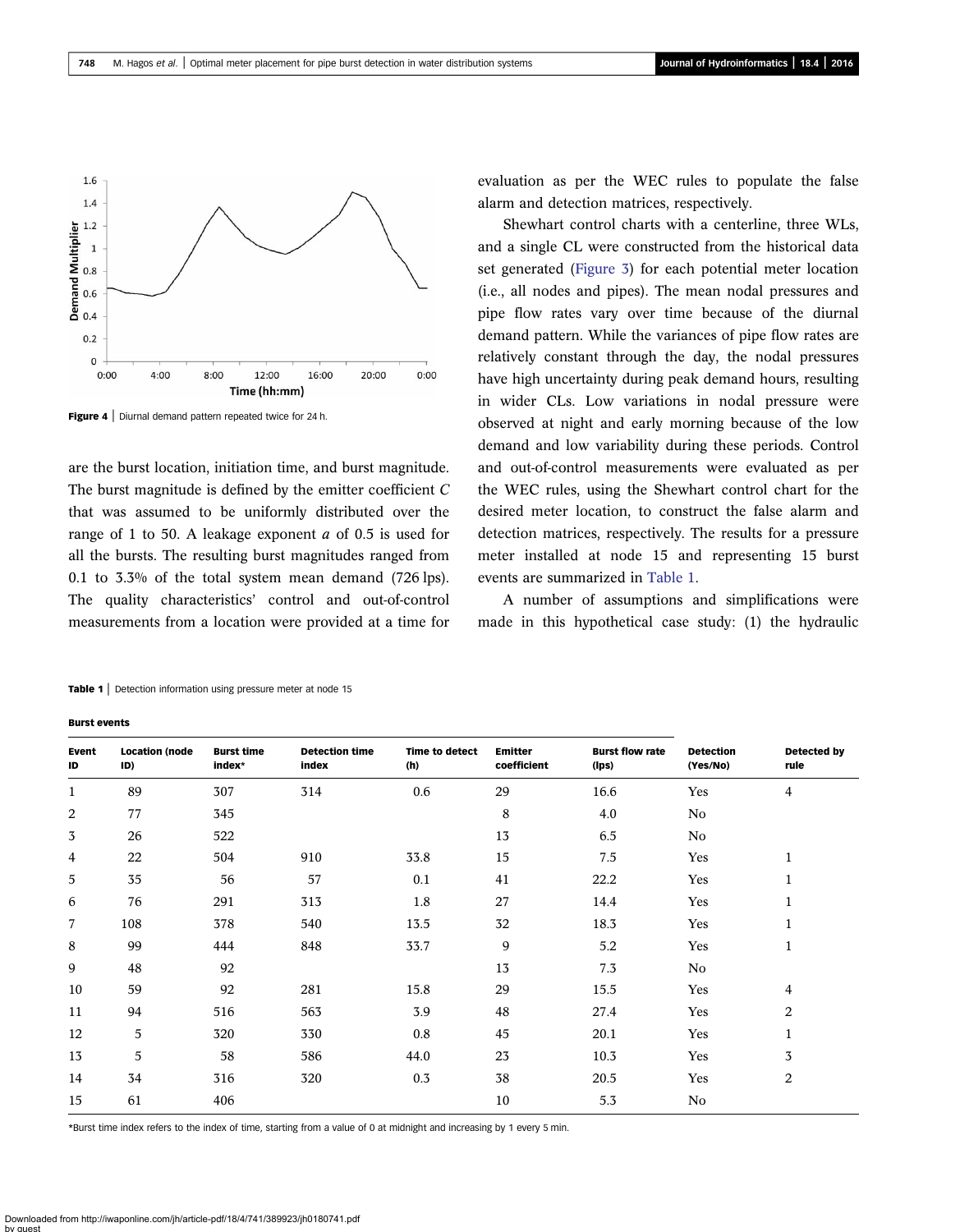Figure 4 | Diurnal demand pattern repeated twice for 24 h.

are the burst location, initiation time, and burst magnitude. The burst magnitude is defined by the emitter coefficient $C$ that was assumed to be uniformly distributed over the range of 1 to 50. A leakage exponent $a$ of 0.5 is used for all the bursts. The resulting burst magnitudes ranged from 0.1 to 3.3% of the total system mean demand (726 lps). The quality characteristics' control and out-of-control measurements from a location were provided at a time for evaluation as per the WEC rules to populate the false alarm and detection matrices, respectively.

Shewhart control charts with a centerline, three WLs, and a single CL were constructed from the historical data set generated (Figure 3) for each potential meter location (i.e., all nodes and pipes). The mean nodal pressures and pipe flow rates vary over time because of the diurnal demand pattern. While the variances of pipe flow rates are relatively constant through the day, the nodal pressures have high uncertainty during peak demand hours, resulting in wider CLs. Low variations in nodal pressure were observed at night and early morning because of the low demand and low variability during these periods. Control and out-of-control measurements were evaluated as per the WEC rules, using the Shewhart control chart for the desired meter location, to construct the false alarm and detection matrices, respectively. The results for a pressure meter installed at node 15 and representing 15 burst events are summarized in Table 1.

A number of assumptions and simplifications were made in this hypothetical case study: (1) the hydraulic

**Table 1** | Detection information using pressure meter at node 15

| **Burst events** | | | | | | | | |
|---|---|---|---|---|---|---|---|---|
| **Event ID** | **Location (node ID)** | **Burst time index*** | **Detection time index** | **Time to detect (h)** | **Emitter coefficient** | **Burst flow rate (lps)** | **Detection (Yes/No)** | **Detected by rule** |
| 1 | 89 | 307 | 314 | 0.6 | 29 | 16.6 | Yes | 4 |
| 2 | 77 | 345 | | | 8 | 4.0 | No | |
| 3 | 26 | 522 | | | 13 | 6.5 | No | |
| 4 | 22 | 504 | 910 | 33.8 | 15 | 7.5 | Yes | 1 |
| 5 | 35 | 56 | 57 | 0.1 | 41 | 22.2 | Yes | 1 |
| 6 | 76 | 291 | 313 | 1.8 | 27 | 14.4 | Yes | 1 |
| 7 | 108 | 378 | 540 | 13.5 | 32 | 18.3 | Yes | 1 |
| 8 | 99 | 444 | 848 | 33.7 | 9 | 5.2 | Yes | 1 |
| 9 | 48 | 92 | | | 13 | 7.3 | No | |
| 10 | 59 | 92 | 281 | 15.8 | 29 | 15.5 | Yes | 4 |
| 11 | 94 | 516 | 563 | 3.9 | 48 | 27.4 | Yes | 2 |
| 12 | 5 | 320 | 330 | 0.8 | 45 | 20.1 | Yes | 1 |
| 13 | 5 | 58 | 586 | 44.0 | 23 | 10.3 | Yes | 3 |
| 14 | 34 | 316 | 320 | 0.3 | 38 | 20.5 | Yes | 2 |
| 15 | 61 | 406 | | | 10 | 5.3 | No | |

*Burst time index refers to the index of time, starting from a value of 0 at midnight and increasing by 1 every 5 min.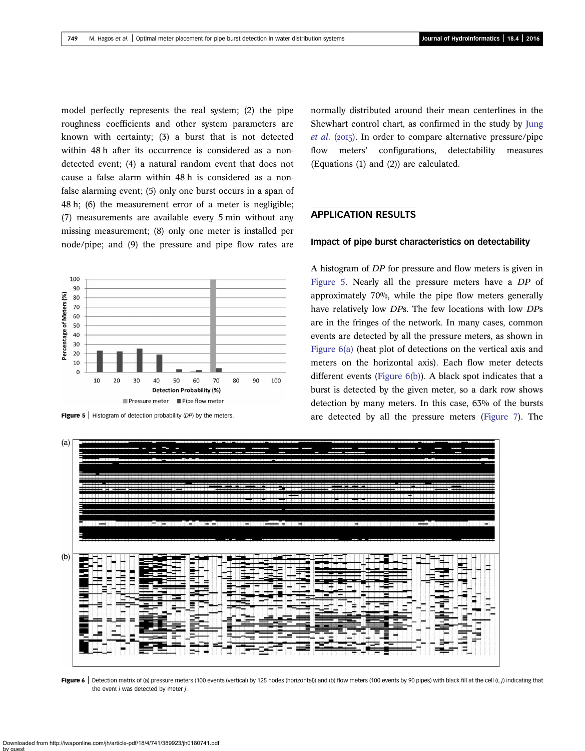model perfectly represents the real system; (2) the pipe roughness coefficients and other system parameters are known with certainty; (3) a burst that is not detected within 48 h after its occurrence is considered as a non-detected event; (4) a natural random event that does not cause a false alarm within 48 h is considered as a non-false alarming event; (5) only one burst occurs in a span of 48 h; (6) the measurement error of a meter is negligible; (7) measurements are available every 5 min without any missing measurement; (8) only one meter is installed per node/pipe; and (9) the pressure and pipe flow rates are normally distributed around their mean centerlines in the Shewhart control chart, as confirmed in the study by Jung *et al.* (2015). In order to compare alternative pressure/pipe flow meters' configurations, detectability measures (Equations (1) and (2)) are calculated.

**Figure 5** | Histogram of detection probability (*DP*) by the meters.

## APPLICATION RESULTS

### Impact of pipe burst characteristics on detectability

A histogram of *DP* for pressure and flow meters is given in Figure 5. Nearly all the pressure meters have a *DP* of approximately 70%, while the pipe flow meters generally have relatively low *DP*s. The few locations with low *DP*s are in the fringes of the network. In many cases, common events are detected by all the pressure meters, as shown in Figure 6(a) (heat plot of detections on the vertical axis and meters on the horizontal axis). Each flow meter detects different events (Figure 6(b)). A black spot indicates that a burst is detected by the given meter, so a dark row shows detection by many meters. In this case, 63% of the bursts are detected by all the pressure meters (Figure 7). The

**Figure 6** | Detection matrix of (a) pressure meters (100 events (vertical) by 125 nodes (horizontal)) and (b) flow meters (100 events by 90 pipes) with black fill at the cell (*i*, *j*) indicating that the event *i* was detected by meter *j*.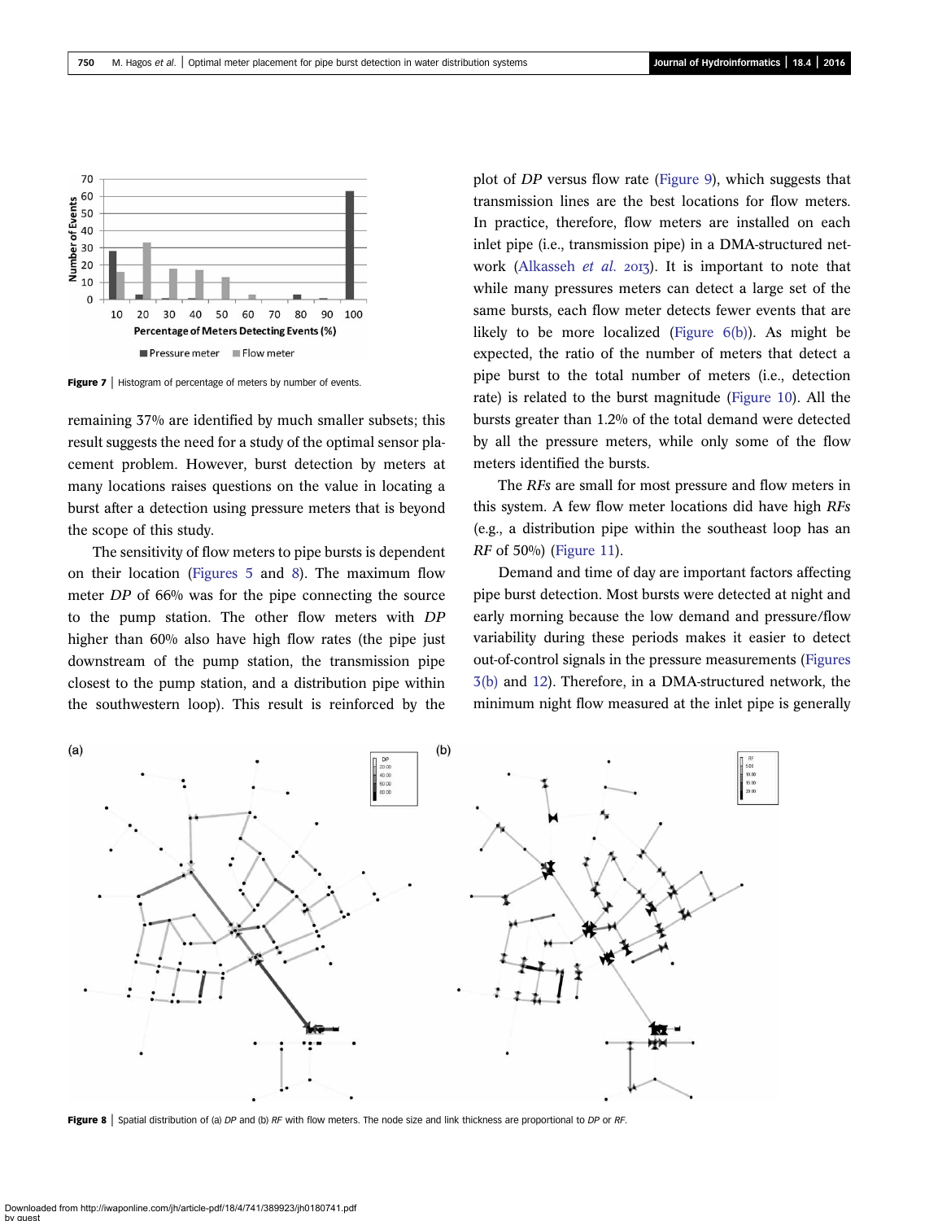Figure 7 | Histogram of percentage of meters by number of events.

remaining 37% are identified by much smaller subsets; this result suggests the need for a study of the optimal sensor placement problem. However, burst detection by meters at many locations raises questions on the value in locating a burst after a detection using pressure meters that is beyond the scope of this study.

The sensitivity of flow meters to pipe bursts is dependent on their location (Figures 5 and 8). The maximum flow meter *DP* of 66% was for the pipe connecting the source to the pump station. The other flow meters with *DP* higher than 60% also have high flow rates (the pipe just downstream of the pump station, the transmission pipe closest to the pump station, and a distribution pipe within the southwestern loop). This result is reinforced by the plot of *DP* versus flow rate (Figure 9), which suggests that transmission lines are the best locations for flow meters. In practice, therefore, flow meters are installed on each inlet pipe (i.e., transmission pipe) in a DMA-structured network (Alkasseh *et al.* 2013). It is important to note that while many pressures meters can detect a large set of the same bursts, each flow meter detects fewer events that are likely to be more localized (Figure 6(b)). As might be expected, the ratio of the number of meters that detect a pipe burst to the total number of meters (i.e., detection rate) is related to the burst magnitude (Figure 10). All the bursts greater than 1.2% of the total demand were detected by all the pressure meters, while only some of the flow meters identified the bursts.

The *RFs* are small for most pressure and flow meters in this system. A few flow meter locations did have high *RFs* (e.g., a distribution pipe within the southeast loop has an *RF* of 50%) (Figure 11).

Demand and time of day are important factors affecting pipe burst detection. Most bursts were detected at night and early morning because the low demand and pressure/flow variability during these periods makes it easier to detect out-of-control signals in the pressure measurements (Figures 3(b) and 12). Therefore, in a DMA-structured network, the minimum night flow measured at the inlet pipe is generally

Figure 8 | Spatial distribution of (a) *DP* and (b) *RF* with flow meters. The node size and link thickness are proportional to *DP* or *RF*.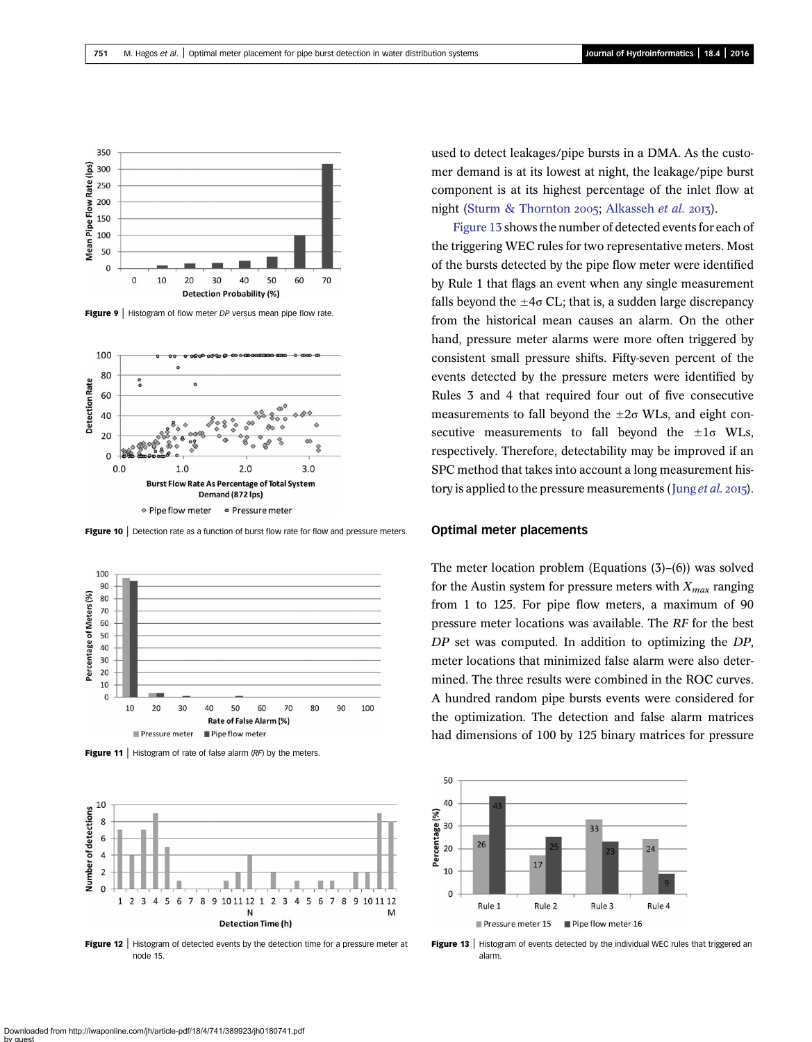Figure 9 | Histogram of flow meter *DP* versus mean pipe flow rate.

Figure 10 | Detection rate as a function of burst flow rate for flow and pressure meters.

Figure 11 | Histogram of rate of false alarm (*RF*) by the meters.

Figure 12 | Histogram of detected events by the detection time for a pressure meter at node 15.

used to detect leakages/pipe bursts in a DMA. As the customer demand is at its lowest at night, the leakage/pipe burst component is at its highest percentage of the inlet flow at night (Sturm & Thornton 2005; Alkasseh *et al.* 2013).

Figure 13 shows the number of detected events for each of the triggering WEC rules for two representative meters. Most of the bursts detected by the pipe flow meter were identified by Rule 1 that flags an event when any single measurement falls beyond the $\pm 4\sigma$ CL; that is, a sudden large discrepancy from the historical mean causes an alarm. On the other hand, pressure meter alarms were more often triggered by consistent small pressure shifts. Fifty-seven percent of the events detected by the pressure meters were identified by Rules 3 and 4 that required four out of five consecutive measurements to fall beyond the $\pm 2\sigma$ WLs, and eight consecutive measurements to fall beyond the $\pm 1\sigma$ WLs, respectively. Therefore, detectability may be improved if an SPC method that takes into account a long measurement history is applied to the pressure measurements (Jung *et al.* 2015).

## Optimal meter placements

The meter location problem (Equations (3)–(6)) was solved for the Austin system for pressure meters with $X_{max}$ ranging from 1 to 125. For pipe flow meters, a maximum of 90 pressure meter locations was available. The *RF* for the best *DP* set was computed. In addition to optimizing the *DP*, meter locations that minimized false alarm were also determined. The three results were combined in the ROC curves. A hundred random pipe bursts events were considered for the optimization. The detection and false alarm matrices had dimensions of 100 by 125 binary matrices for pressure

Figure 13 | Histogram of events detected by the individual WEC rules that triggered an alarm.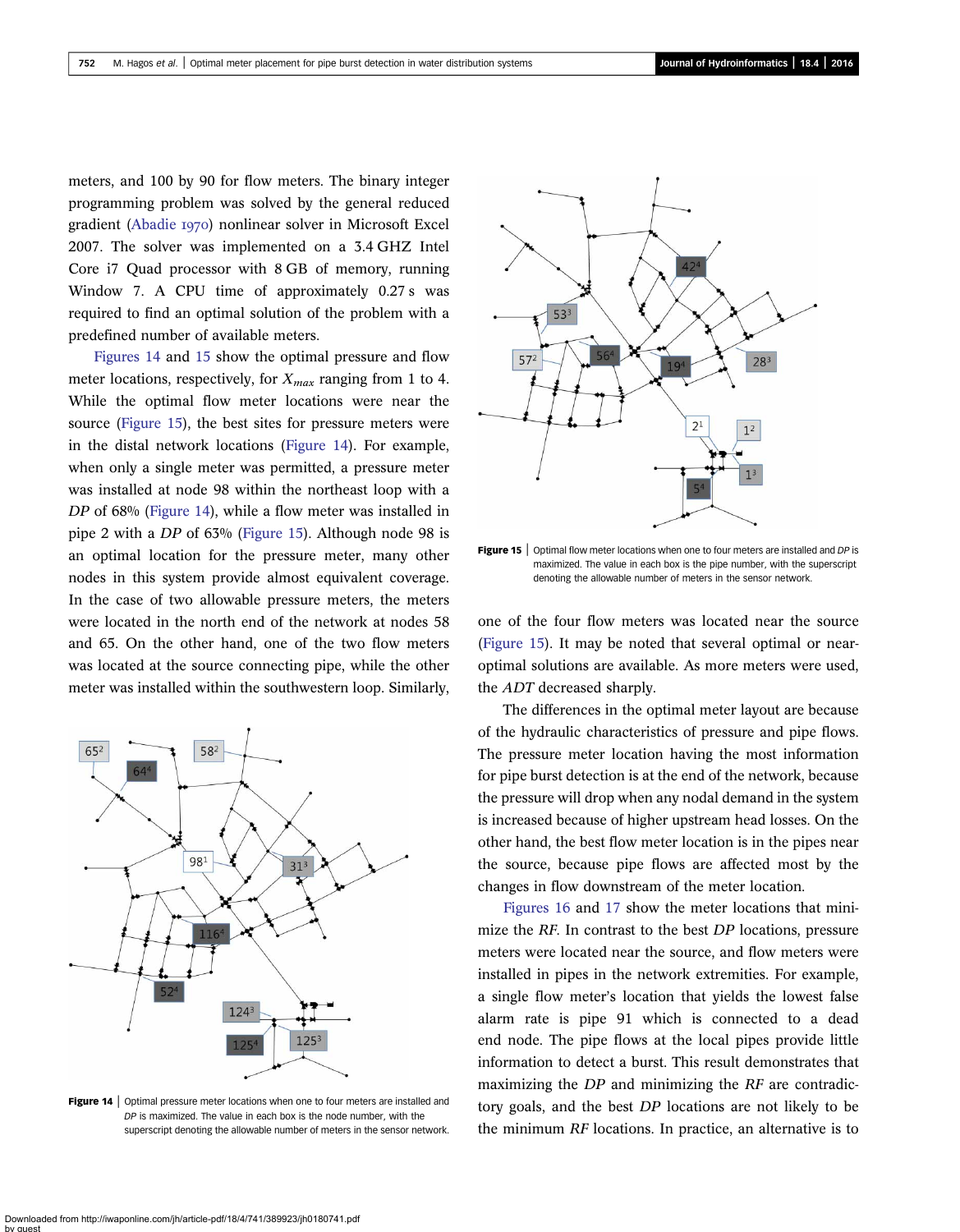meters, and 100 by 90 for flow meters. The binary integer programming problem was solved by the general reduced gradient (Abadie 1970) nonlinear solver in Microsoft Excel 2007. The solver was implemented on a 3.4 GHZ Intel Core i7 Quad processor with 8 GB of memory, running Window 7. A CPU time of approximately 0.27 s was required to find an optimal solution of the problem with a predefined number of available meters.

Figures 14 and 15 show the optimal pressure and flow meter locations, respectively, for $X_{max}$ ranging from 1 to 4. While the optimal flow meter locations were near the source (Figure 15), the best sites for pressure meters were in the distal network locations (Figure 14). For example, when only a single meter was permitted, a pressure meter was installed at node 98 within the northeast loop with a *DP* of 68% (Figure 14), while a flow meter was installed in pipe 2 with a *DP* of 63% (Figure 15). Although node 98 is an optimal location for the pressure meter, many other nodes in this system provide almost equivalent coverage. In the case of two allowable pressure meters, the meters were located in the north end of the network at nodes 58 and 65. On the other hand, one of the two flow meters was located at the source connecting pipe, while the other meter was installed within the southwestern loop. Similarly, one of the four flow meters was located near the source (Figure 15). It may be noted that several optimal or near-optimal solutions are available. As more meters were used, the *ADT* decreased sharply.

**Figure 14** | Optimal pressure meter locations when one to four meters are installed and *DP* is maximized. The value in each box is the node number, with the superscript denoting the allowable number of meters in the sensor network.

**Figure 15** | Optimal flow meter locations when one to four meters are installed and *DP* is maximized. The value in each box is the pipe number, with the superscript denoting the allowable number of meters in the sensor network.

The differences in the optimal meter layout are because of the hydraulic characteristics of pressure and pipe flows. The pressure meter location having the most information for pipe burst detection is at the end of the network, because the pressure will drop when any nodal demand in the system is increased because of higher upstream head losses. On the other hand, the best flow meter location is in the pipes near the source, because pipe flows are affected most by the changes in flow downstream of the meter location.

Figures 16 and 17 show the meter locations that minimize the *RF*. In contrast to the best *DP* locations, pressure meters were located near the source, and flow meters were installed in pipes in the network extremities. For example, a single flow meter's location that yields the lowest false alarm rate is pipe 91 which is connected to a dead end node. The pipe flows at the local pipes provide little information to detect a burst. This result demonstrates that maximizing the *DP* and minimizing the *RF* are contradictory goals, and the best *DP* locations are not likely to be the minimum *RF* locations. In practice, an alternative is to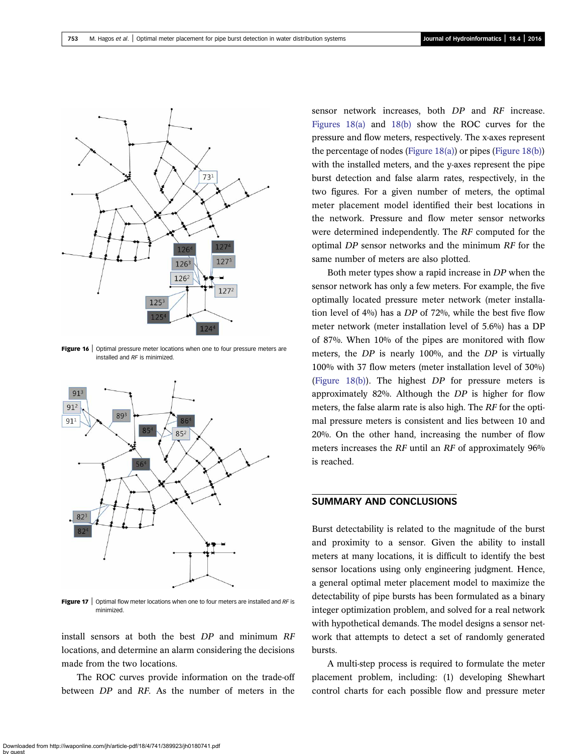Figure 16 | Optimal pressure meter locations when one to four pressure meters are installed and *RF* is minimized.

Figure 17 | Optimal flow meter locations when one to four meters are installed and *RF* is minimized.

install sensors at both the best *DP* and minimum *RF* locations, and determine an alarm considering the decisions made from the two locations.

The ROC curves provide information on the trade-off between *DP* and *RF*. As the number of meters in the sensor network increases, both *DP* and *RF* increase. Figures 18(a) and 18(b) show the ROC curves for the pressure and flow meters, respectively. The x-axes represent the percentage of nodes (Figure 18(a)) or pipes (Figure 18(b)) with the installed meters, and the y-axes represent the pipe burst detection and false alarm rates, respectively, in the two figures. For a given number of meters, the optimal meter placement model identified their best locations in the network. Pressure and flow meter sensor networks were determined independently. The *RF* computed for the optimal *DP* sensor networks and the minimum *RF* for the same number of meters are also plotted.

Both meter types show a rapid increase in *DP* when the sensor network has only a few meters. For example, the five optimally located pressure meter network (meter installation level of 4%) has a *DP* of 72%, while the best five flow meter network (meter installation level of 5.6%) has a DP of 87%. When 10% of the pipes are monitored with flow meters, the *DP* is nearly 100%, and the *DP* is virtually 100% with 37 flow meters (meter installation level of 30%) (Figure 18(b)). The highest *DP* for pressure meters is approximately 82%. Although the *DP* is higher for flow meters, the false alarm rate is also high. The *RF* for the optimal pressure meters is consistent and lies between 10 and 20%. On the other hand, increasing the number of flow meters increases the *RF* until an *RF* of approximately 96% is reached.

## SUMMARY AND CONCLUSIONS

Burst detectability is related to the magnitude of the burst and proximity to a sensor. Given the ability to install meters at many locations, it is difficult to identify the best sensor locations using only engineering judgment. Hence, a general optimal meter placement model to maximize the detectability of pipe bursts has been formulated as a binary integer optimization problem, and solved for a real network with hypothetical demands. The model designs a sensor network that attempts to detect a set of randomly generated bursts.

A multi-step process is required to formulate the meter placement problem, including: (1) developing Shewhart control charts for each possible flow and pressure meter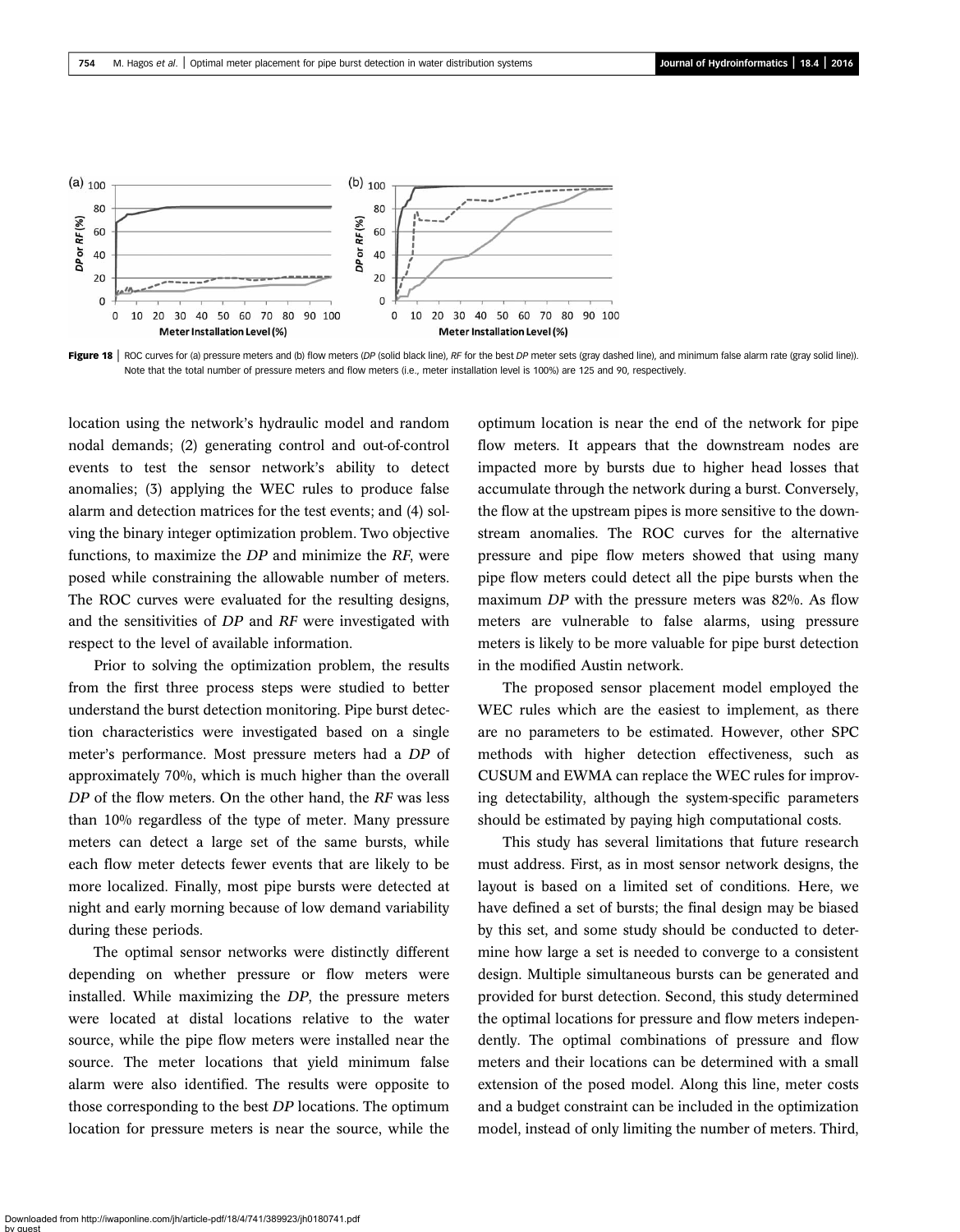**Figure 18** | ROC curves for (a) pressure meters and (b) flow meters (*DP* (solid black line), *RF* for the best *DP* meter sets (gray dashed line), and minimum false alarm rate (gray solid line)). Note that the total number of pressure meters and flow meters (i.e., meter installation level is 100%) are 125 and 90, respectively.

location using the network's hydraulic model and random nodal demands; (2) generating control and out-of-control events to test the sensor network's ability to detect anomalies; (3) applying the WEC rules to produce false alarm and detection matrices for the test events; and (4) solving the binary integer optimization problem. Two objective functions, to maximize the *DP* and minimize the *RF*, were posed while constraining the allowable number of meters. The ROC curves were evaluated for the resulting designs, and the sensitivities of *DP* and *RF* were investigated with respect to the level of available information.

Prior to solving the optimization problem, the results from the first three process steps were studied to better understand the burst detection monitoring. Pipe burst detection characteristics were investigated based on a single meter's performance. Most pressure meters had a *DP* of approximately 70%, which is much higher than the overall *DP* of the flow meters. On the other hand, the *RF* was less than 10% regardless of the type of meter. Many pressure meters can detect a large set of the same bursts, while each flow meter detects fewer events that are likely to be more localized. Finally, most pipe bursts were detected at night and early morning because of low demand variability during these periods.

The optimal sensor networks were distinctly different depending on whether pressure or flow meters were installed. While maximizing the *DP*, the pressure meters were located at distal locations relative to the water source, while the pipe flow meters were installed near the source. The meter locations that yield minimum false alarm were also identified. The results were opposite to those corresponding to the best *DP* locations. The optimum location for pressure meters is near the source, while the optimum location is near the end of the network for pipe flow meters. It appears that the downstream nodes are impacted more by bursts due to higher head losses that accumulate through the network during a burst. Conversely, the flow at the upstream pipes is more sensitive to the downstream anomalies. The ROC curves for the alternative pressure and pipe flow meters showed that using many pipe flow meters could detect all the pipe bursts when the maximum *DP* with the pressure meters was 82%. As flow meters are vulnerable to false alarms, using pressure meters is likely to be more valuable for pipe burst detection in the modified Austin network.

The proposed sensor placement model employed the WEC rules which are the easiest to implement, as there are no parameters to be estimated. However, other SPC methods with higher detection effectiveness, such as CUSUM and EWMA can replace the WEC rules for improving detectability, although the system-specific parameters should be estimated by paying high computational costs.

This study has several limitations that future research must address. First, as in most sensor network designs, the layout is based on a limited set of conditions. Here, we have defined a set of bursts; the final design may be biased by this set, and some study should be conducted to determine how large a set is needed to converge to a consistent design. Multiple simultaneous bursts can be generated and provided for burst detection. Second, this study determined the optimal locations for pressure and flow meters independently. The optimal combinations of pressure and flow meters and their locations can be determined with a small extension of the posed model. Along this line, meter costs and a budget constraint can be included in the optimization model, instead of only limiting the number of meters. Third,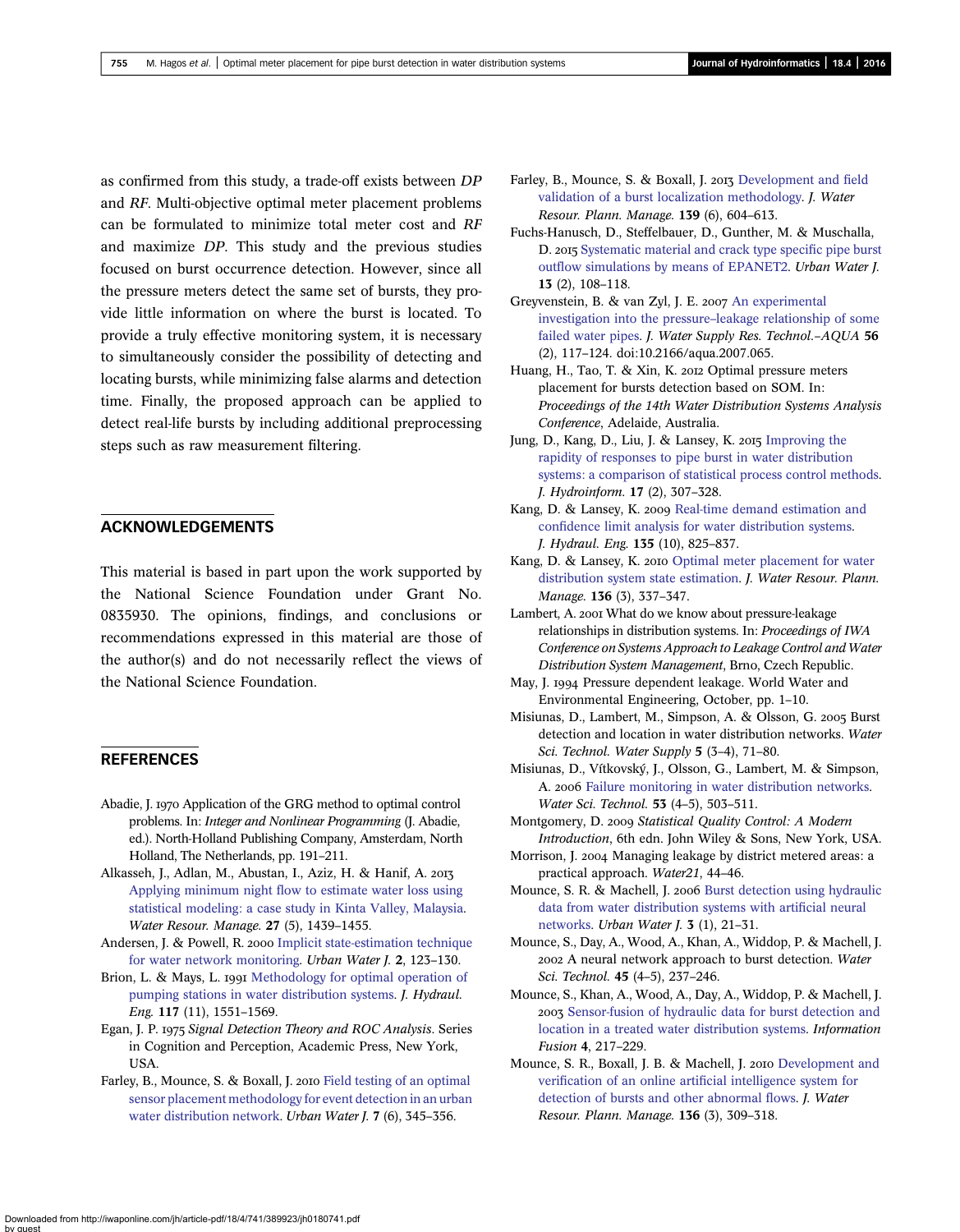as confirmed from this study, a trade-off exists between *DP* and *RF*. Multi-objective optimal meter placement problems can be formulated to minimize total meter cost and *RF* and maximize *DP*. This study and the previous studies focused on burst occurrence detection. However, since all the pressure meters detect the same set of bursts, they provide little information on where the burst is located. To provide a truly effective monitoring system, it is necessary to simultaneously consider the possibility of detecting and locating bursts, while minimizing false alarms and detection time. Finally, the proposed approach can be applied to detect real-life bursts by including additional preprocessing steps such as raw measurement filtering.

## ACKNOWLEDGEMENTS

This material is based in part upon the work supported by the National Science Foundation under Grant No. 0835930. The opinions, findings, and conclusions or recommendations expressed in this material are those of the author(s) and do not necessarily reflect the views of the National Science Foundation.

## REFERENCES

Abadie, J. 1970 Application of the GRG method to optimal control problems. In: *Integer and Nonlinear Programming* (J. Abadie, ed.). North-Holland Publishing Company, Amsterdam, North Holland, The Netherlands, pp. 191–211.

Alkasseh, J., Adlan, M., Abustan, I., Aziz, H. & Hanif, A. 2013 Applying minimum night flow to estimate water loss using statistical modeling: a case study in Kinta Valley, Malaysia. *Water Resour. Manage.* **27** (5), 1439–1455.

Andersen, J. & Powell, R. 2000 Implicit state-estimation technique for water network monitoring. *Urban Water J.* **2**, 123–130.

Brion, L. & Mays, L. 1991 Methodology for optimal operation of pumping stations in water distribution systems. *J. Hydraul. Eng.* **117** (11), 1551–1569.

Egan, J. P. 1975 *Signal Detection Theory and ROC Analysis*. Series in Cognition and Perception, Academic Press, New York, USA.

Farley, B., Mounce, S. & Boxall, J. 2010 Field testing of an optimal sensor placement methodology for event detection in an urban water distribution network. *Urban Water J.* **7** (6), 345–356.

Farley, B., Mounce, S. & Boxall, J. 2013 Development and field validation of a burst localization methodology. *J. Water Resour. Plann. Manage.* **139** (6), 604–613.

Fuchs-Hanusch, D., Steffelbauer, D., Gunther, M. & Muschalla, D. 2015 Systematic material and crack type specific pipe burst outflow simulations by means of EPANET2. *Urban Water J.* **13** (2), 108–118.

Greyvenstein, B. & van Zyl, J. E. 2007 An experimental investigation into the pressure–leakage relationship of some failed water pipes. *J. Water Supply Res. Technol.–AQUA* **56** (2), 117–124. doi:10.2166/aqua.2007.065.

Huang, H., Tao, T. & Xin, K. 2012 Optimal pressure meters placement for bursts detection based on SOM. In: *Proceedings of the 14th Water Distribution Systems Analysis Conference*, Adelaide, Australia.

Jung, D., Kang, D., Liu, J. & Lansey, K. 2015 Improving the rapidity of responses to pipe burst in water distribution systems: a comparison of statistical process control methods. *J. Hydroinform.* **17** (2), 307–328.

Kang, D. & Lansey, K. 2009 Real-time demand estimation and confidence limit analysis for water distribution systems. *J. Hydraul. Eng.* **135** (10), 825–837.

Kang, D. & Lansey, K. 2010 Optimal meter placement for water distribution system state estimation. *J. Water Resour. Plann. Manage.* **136** (3), 337–347.

Lambert, A. 2001 What do we know about pressure-leakage relationships in distribution systems. In: *Proceedings of IWA Conference on Systems Approach to Leakage Control and Water Distribution System Management*, Brno, Czech Republic.

May, J. 1994 Pressure dependent leakage. World Water and Environmental Engineering, October, pp. 1–10.

Misiunas, D., Lambert, M., Simpson, A. & Olsson, G. 2005 Burst detection and location in water distribution networks. *Water Sci. Technol. Water Supply* **5** (3–4), 71–80.

Misiunas, D., Vítkovský, J., Olsson, G., Lambert, M. & Simpson, A. 2006 Failure monitoring in water distribution networks. *Water Sci. Technol.* **53** (4–5), 503–511.

Montgomery, D. 2009 *Statistical Quality Control: A Modern Introduction*, 6th edn. John Wiley & Sons, New York, USA.

Morrison, J. 2004 Managing leakage by district metered areas: a practical approach. *Water21*, 44–46.

Mounce, S. R. & Machell, J. 2006 Burst detection using hydraulic data from water distribution systems with artificial neural networks. *Urban Water J.* **3** (1), 21–31.

Mounce, S., Day, A., Wood, A., Khan, A., Widdop, P. & Machell, J. 2002 A neural network approach to burst detection. *Water Sci. Technol.* **45** (4–5), 237–246.

Mounce, S., Khan, A., Wood, A., Day, A., Widdop, P. & Machell, J. 2003 Sensor-fusion of hydraulic data for burst detection and location in a treated water distribution systems. *Information Fusion* **4**, 217–229.

Mounce, S. R., Boxall, J. B. & Machell, J. 2010 Development and verification of an online artificial intelligence system for detection of bursts and other abnormal flows. *J. Water Resour. Plann. Manage.* **136** (3), 309–318.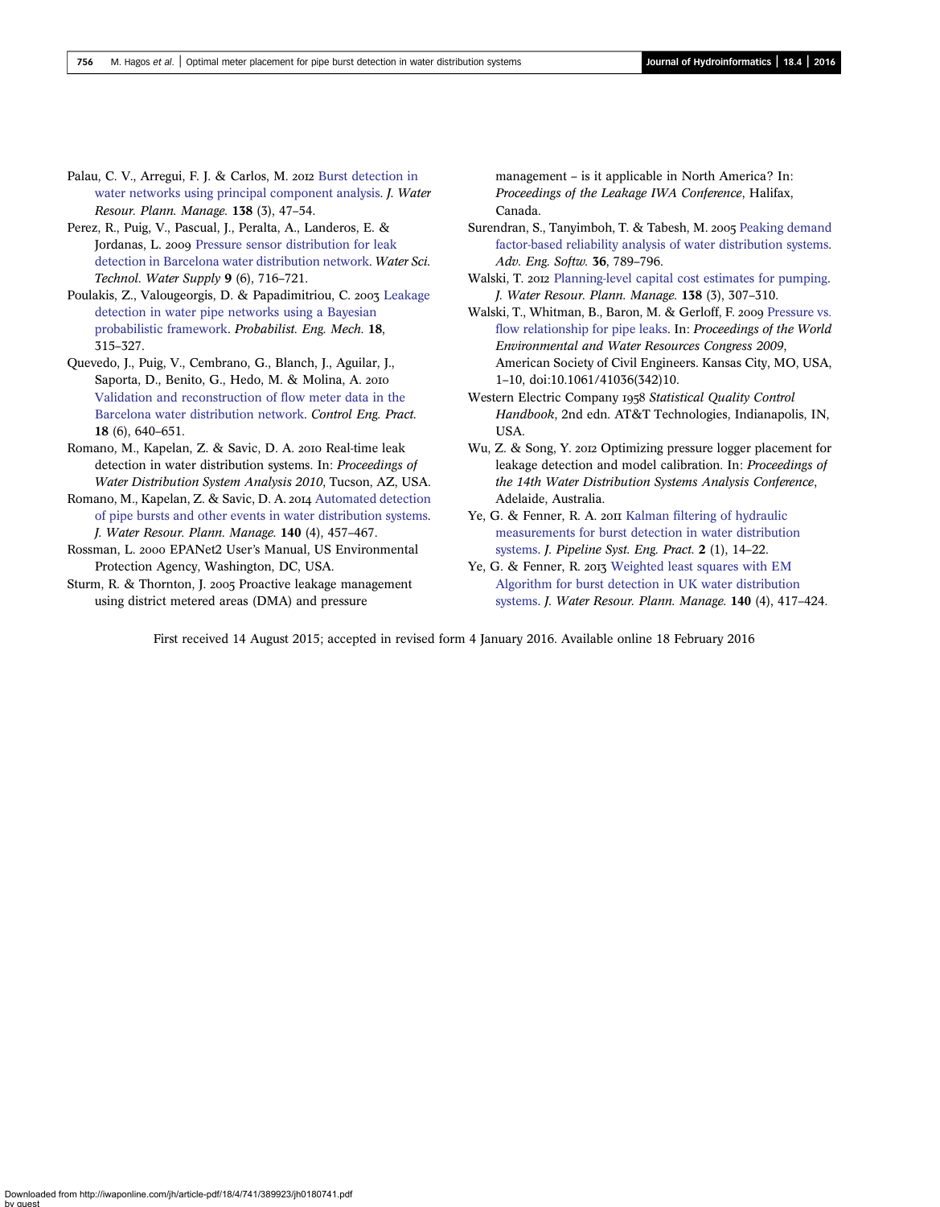Palau, C. V., Arregui, F. J. & Carlos, M. 2012 Burst detection in water networks using principal component analysis. *J. Water Resour. Plann. Manage.* **138** (3), 47–54.

Perez, R., Puig, V., Pascual, J., Peralta, A., Landeros, E. & Jordanas, L. 2009 Pressure sensor distribution for leak detection in Barcelona water distribution network. *Water Sci. Technol. Water Supply* **9** (6), 716–721.

Poulakis, Z., Valougeorgis, D. & Papadimitriou, C. 2003 Leakage detection in water pipe networks using a Bayesian probabilistic framework. *Probabilist. Eng. Mech.* **18**, 315–327.

Quevedo, J., Puig, V., Cembrano, G., Blanch, J., Aguilar, J., Saporta, D., Benito, G., Hedo, M. & Molina, A. 2010 Validation and reconstruction of flow meter data in the Barcelona water distribution network. *Control Eng. Pract.* **18** (6), 640–651.

Romano, M., Kapelan, Z. & Savic, D. A. 2010 Real-time leak detection in water distribution systems. In: *Proceedings of Water Distribution System Analysis 2010*, Tucson, AZ, USA.

Romano, M., Kapelan, Z. & Savic, D. A. 2014 Automated detection of pipe bursts and other events in water distribution systems. *J. Water Resour. Plann. Manage.* **140** (4), 457–467.

Rossman, L. 2000 EPANet2 User's Manual, US Environmental Protection Agency, Washington, DC, USA.

Sturm, R. & Thornton, J. 2005 Proactive leakage management using district metered areas (DMA) and pressure management – is it applicable in North America? In: *Proceedings of the Leakage IWA Conference*, Halifax, Canada.

Surendran, S., Tanyimboh, T. & Tabesh, M. 2005 Peaking demand factor-based reliability analysis of water distribution systems. *Adv. Eng. Softw.* **36**, 789–796.

Walski, T. 2012 Planning-level capital cost estimates for pumping. *J. Water Resour. Plann. Manage.* **138** (3), 307–310.

Walski, T., Whitman, B., Baron, M. & Gerloff, F. 2009 Pressure vs. flow relationship for pipe leaks. In: *Proceedings of the World Environmental and Water Resources Congress 2009*, American Society of Civil Engineers. Kansas City, MO, USA, 1–10, doi:10.1061/41036(342)10.

Western Electric Company 1958 *Statistical Quality Control Handbook*, 2nd edn. AT&T Technologies, Indianapolis, IN, USA.

Wu, Z. & Song, Y. 2012 Optimizing pressure logger placement for leakage detection and model calibration. In: *Proceedings of the 14th Water Distribution Systems Analysis Conference*, Adelaide, Australia.

Ye, G. & Fenner, R. A. 2011 Kalman filtering of hydraulic measurements for burst detection in water distribution systems. *J. Pipeline Syst. Eng. Pract.* **2** (1), 14–22.

Ye, G. & Fenner, R. 2013 Weighted least squares with EM Algorithm for burst detection in UK water distribution systems. *J. Water Resour. Plann. Manage.* **140** (4), 417–424.

First received 14 August 2015; accepted in revised form 4 January 2016. Available online 18 February 2016